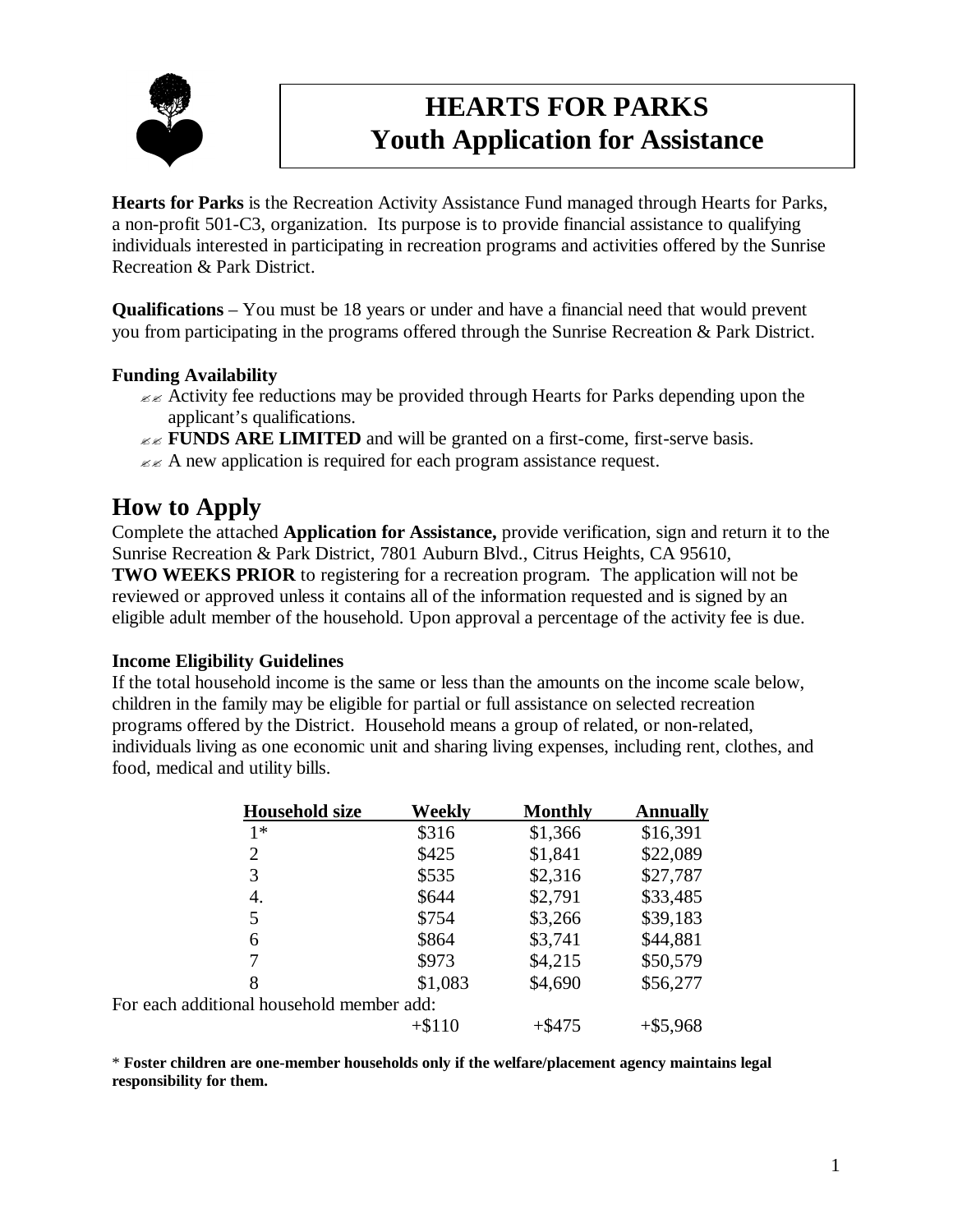# HEARTS FOR PARKS
# Youth Application for Assistance

**Hearts for Parks** is the Recreation Activity Assistance Fund managed through Hearts for Parks, a non-profit 501-C3, organization. Its purpose is to provide financial assistance to qualifying individuals interested in participating in recreation programs and activities offered by the Sunrise Recreation & Park District.

**Qualifications** – You must be 18 years or under and have a financial need that would prevent you from participating in the programs offered through the Sunrise Recreation & Park District.

### Funding Availability

- Activity fee reductions may be provided through Hearts for Parks depending upon the applicant's qualifications.
- **FUNDS ARE LIMITED** and will be granted on a first-come, first-serve basis.
- A new application is required for each program assistance request.

## How to Apply

Complete the attached **Application for Assistance,** provide verification, sign and return it to the Sunrise Recreation & Park District, 7801 Auburn Blvd., Citrus Heights, CA 95610, **TWO WEEKS PRIOR** to registering for a recreation program. The application will not be reviewed or approved unless it contains all of the information requested and is signed by an eligible adult member of the household. Upon approval a percentage of the activity fee is due.

### Income Eligibility Guidelines

If the total household income is the same or less than the amounts on the income scale below, children in the family may be eligible for partial or full assistance on selected recreation programs offered by the District. Household means a group of related, or non-related, individuals living as one economic unit and sharing living expenses, including rent, clothes, and food, medical and utility bills.

| Household size | Weekly | Monthly | Annually |
|---|---|---|---|
| 1* | $316 | $1,366 | $16,391 |
| 2 | $425 | $1,841 | $22,089 |
| 3 | $535 | $2,316 | $27,787 |
| 4. | $644 | $2,791 | $33,485 |
| 5 | $754 | $3,266 | $39,183 |
| 6 | $864 | $3,741 | $44,881 |
| 7 | $973 | $4,215 | $50,579 |
| 8 | $1,083 | $4,690 | $56,277 |
| For each additional household member add: | | | |
| | +$110 | +$475 | +$5,968 |

* **Foster children are one-member households only if the welfare/placement agency maintains legal responsibility for them.**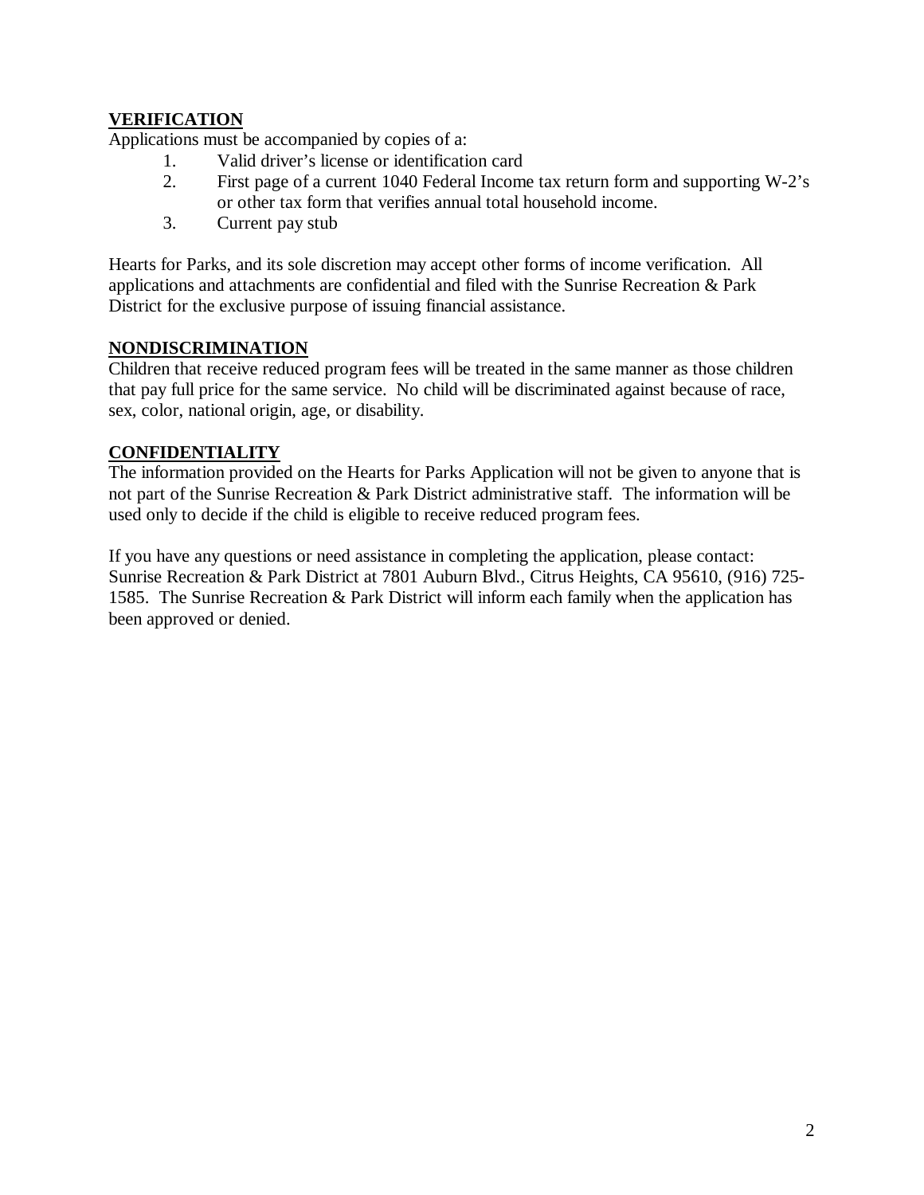**VERIFICATION**

Applications must be accompanied by copies of a:

1. Valid driver's license or identification card
2. First page of a current 1040 Federal Income tax return form and supporting W-2's or other tax form that verifies annual total household income.
3. Current pay stub

Hearts for Parks, and its sole discretion may accept other forms of income verification. All applications and attachments are confidential and filed with the Sunrise Recreation & Park District for the exclusive purpose of issuing financial assistance.

**NONDISCRIMINATION**

Children that receive reduced program fees will be treated in the same manner as those children that pay full price for the same service. No child will be discriminated against because of race, sex, color, national origin, age, or disability.

**CONFIDENTIALITY**

The information provided on the Hearts for Parks Application will not be given to anyone that is not part of the Sunrise Recreation & Park District administrative staff. The information will be used only to decide if the child is eligible to receive reduced program fees.

If you have any questions or need assistance in completing the application, please contact: Sunrise Recreation & Park District at 7801 Auburn Blvd., Citrus Heights, CA 95610, (916) 725-1585. The Sunrise Recreation & Park District will inform each family when the application has been approved or denied.